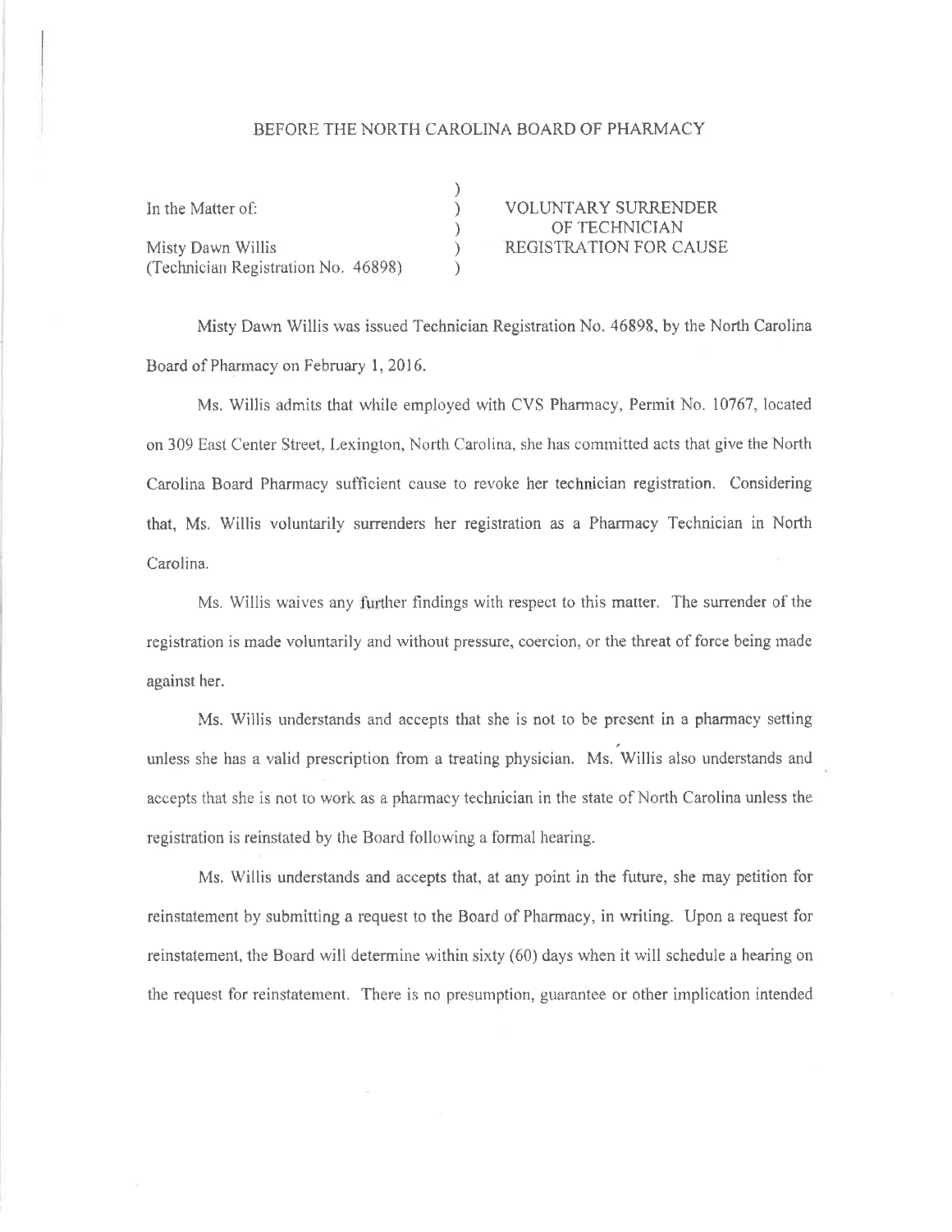BEFORE THE NORTH CAROLINA BOARD OF PHARMACY

| | |
|---|---|
| In the Matter of:<br><br>Misty Dawn Willis<br>(Technician Registration No. 46898) | VOLUNTARY SURRENDER<br>OF TECHNICIAN<br>REGISTRATION FOR CAUSE |

Misty Dawn Willis was issued Technician Registration No. 46898, by the North Carolina Board of Pharmacy on February 1, 2016.

Ms. Willis admits that while employed with CVS Pharmacy, Permit No. 10767, located on 309 East Center Street, Lexington, North Carolina, she has committed acts that give the North Carolina Board Pharmacy sufficient cause to revoke her technician registration. Considering that, Ms. Willis voluntarily surrenders her registration as a Pharmacy Technician in North Carolina.

Ms. Willis waives any further findings with respect to this matter. The surrender of the registration is made voluntarily and without pressure, coercion, or the threat of force being made against her.

Ms. Willis understands and accepts that she is not to be present in a pharmacy setting unless she has a valid prescription from a treating physician. Ms. Willis also understands and accepts that she is not to work as a pharmacy technician in the state of North Carolina unless the registration is reinstated by the Board following a formal hearing.

Ms. Willis understands and accepts that, at any point in the future, she may petition for reinstatement by submitting a request to the Board of Pharmacy, in writing. Upon a request for reinstatement, the Board will determine within sixty (60) days when it will schedule a hearing on the request for reinstatement. There is no presumption, guarantee or other implication intended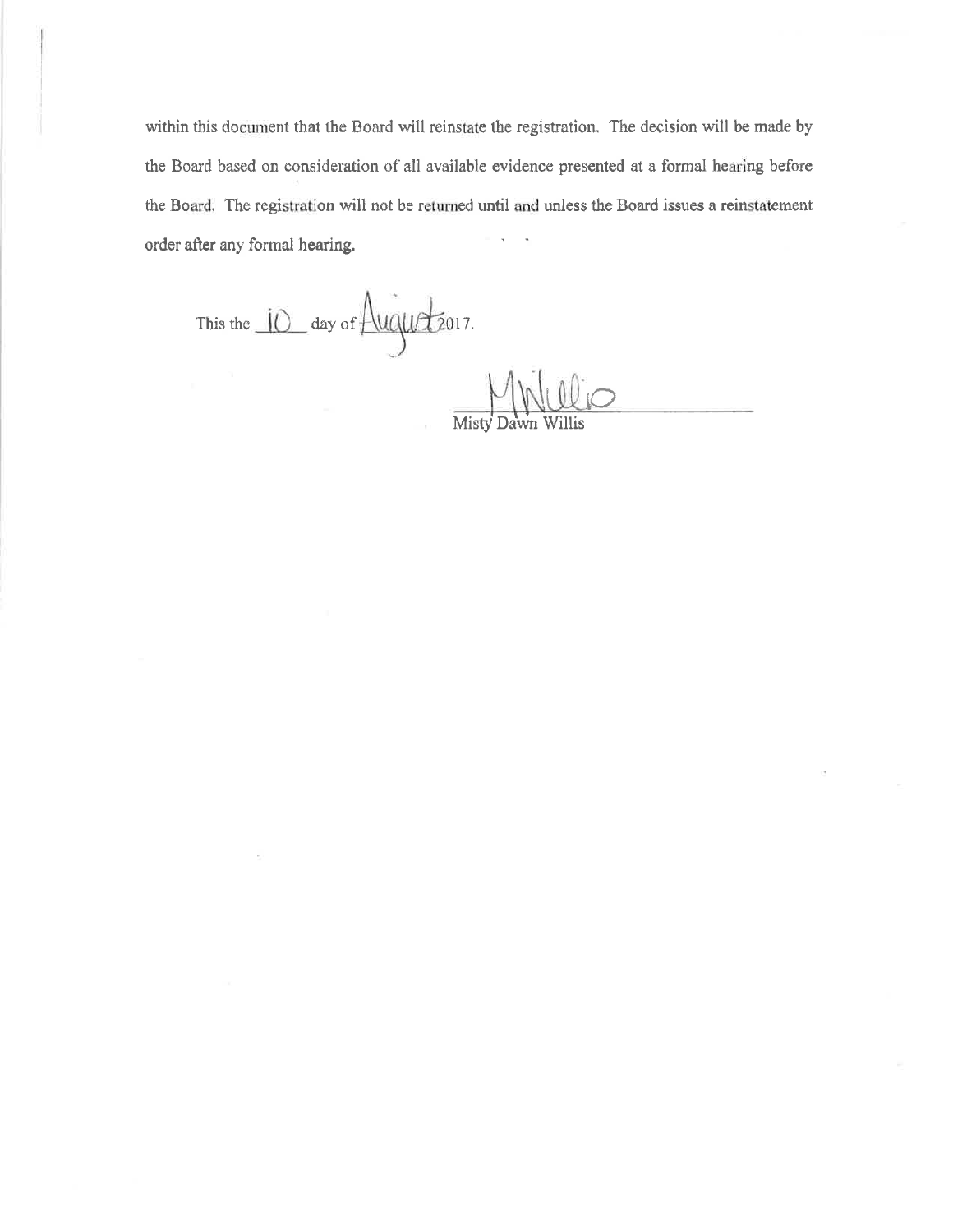within this document that the Board will reinstate the registration. The decision will be made by the Board based on consideration of all available evidence presented at a formal hearing before the Board. The registration will not be returned until and unless the Board issues a reinstatement order after any formal hearing.

This the 10 day of August 2017.

Misty Dawn Willis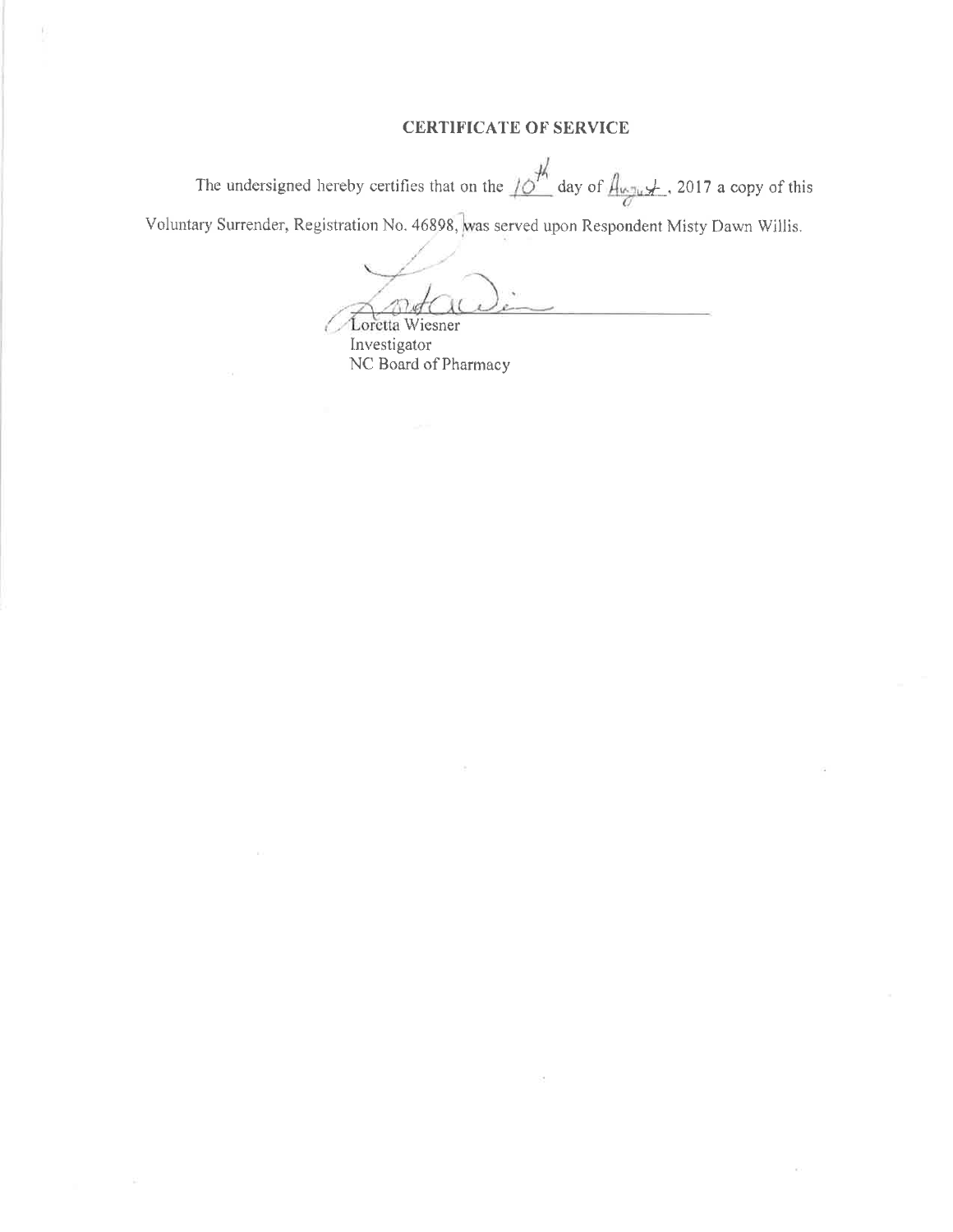## CERTIFICATE OF SERVICE

The undersigned hereby certifies that on the 10th day of August, 2017 a copy of this Voluntary Surrender, Registration No. 46898, was served upon Respondent Misty Dawn Willis.

Loretta Wiesner
Investigator
NC Board of Pharmacy